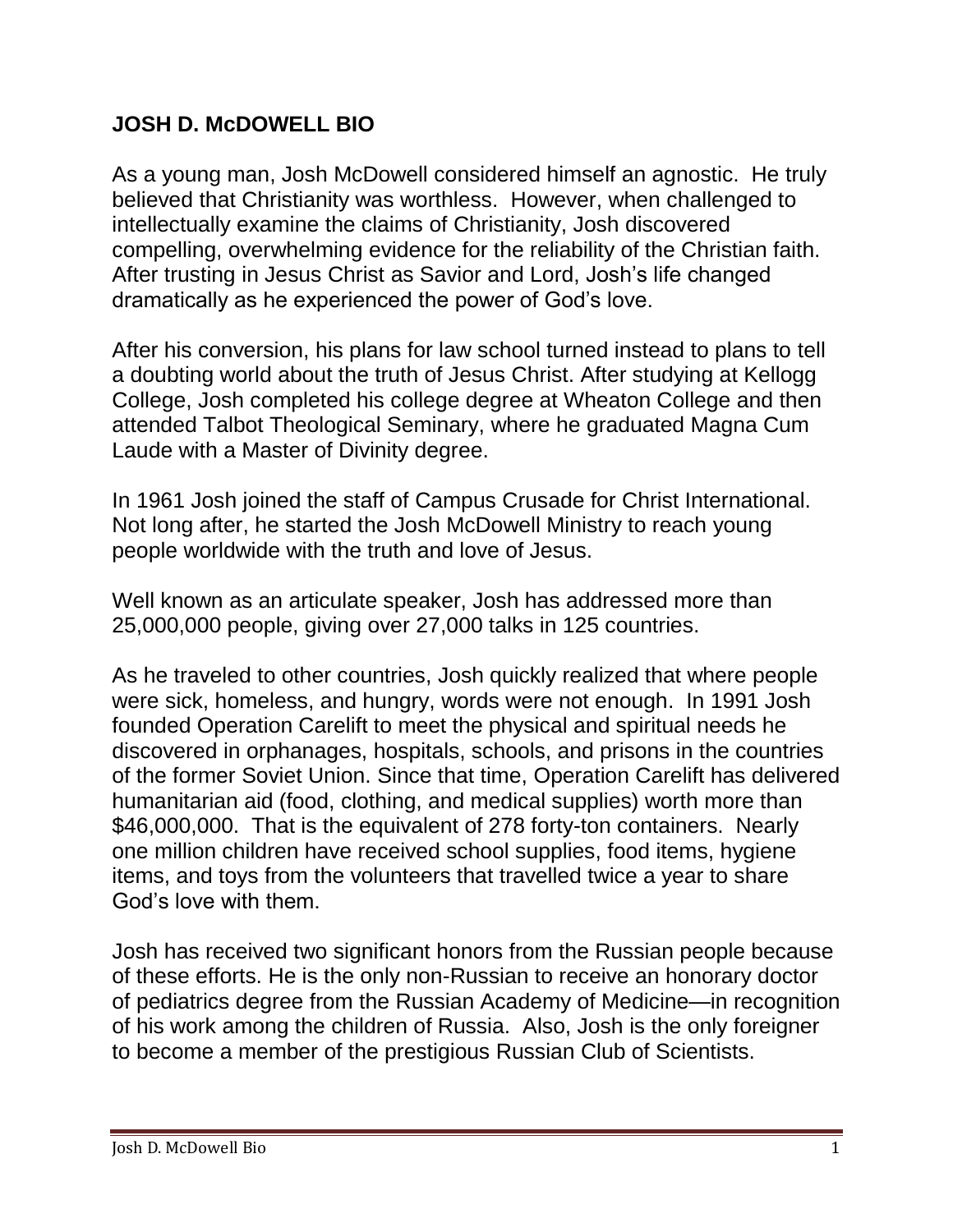# JOSH D. McDOWELL BIO

As a young man, Josh McDowell considered himself an agnostic. He truly believed that Christianity was worthless. However, when challenged to intellectually examine the claims of Christianity, Josh discovered compelling, overwhelming evidence for the reliability of the Christian faith. After trusting in Jesus Christ as Savior and Lord, Josh's life changed dramatically as he experienced the power of God's love.

After his conversion, his plans for law school turned instead to plans to tell a doubting world about the truth of Jesus Christ. After studying at Kellogg College, Josh completed his college degree at Wheaton College and then attended Talbot Theological Seminary, where he graduated Magna Cum Laude with a Master of Divinity degree.

In 1961 Josh joined the staff of Campus Crusade for Christ International. Not long after, he started the Josh McDowell Ministry to reach young people worldwide with the truth and love of Jesus.

Well known as an articulate speaker, Josh has addressed more than 25,000,000 people, giving over 27,000 talks in 125 countries.

As he traveled to other countries, Josh quickly realized that where people were sick, homeless, and hungry, words were not enough. In 1991 Josh founded Operation Carelift to meet the physical and spiritual needs he discovered in orphanages, hospitals, schools, and prisons in the countries of the former Soviet Union. Since that time, Operation Carelift has delivered humanitarian aid (food, clothing, and medical supplies) worth more than $46,000,000. That is the equivalent of 278 forty-ton containers. Nearly one million children have received school supplies, food items, hygiene items, and toys from the volunteers that travelled twice a year to share God's love with them.

Josh has received two significant honors from the Russian people because of these efforts. He is the only non-Russian to receive an honorary doctor of pediatrics degree from the Russian Academy of Medicine—in recognition of his work among the children of Russia. Also, Josh is the only foreigner to become a member of the prestigious Russian Club of Scientists.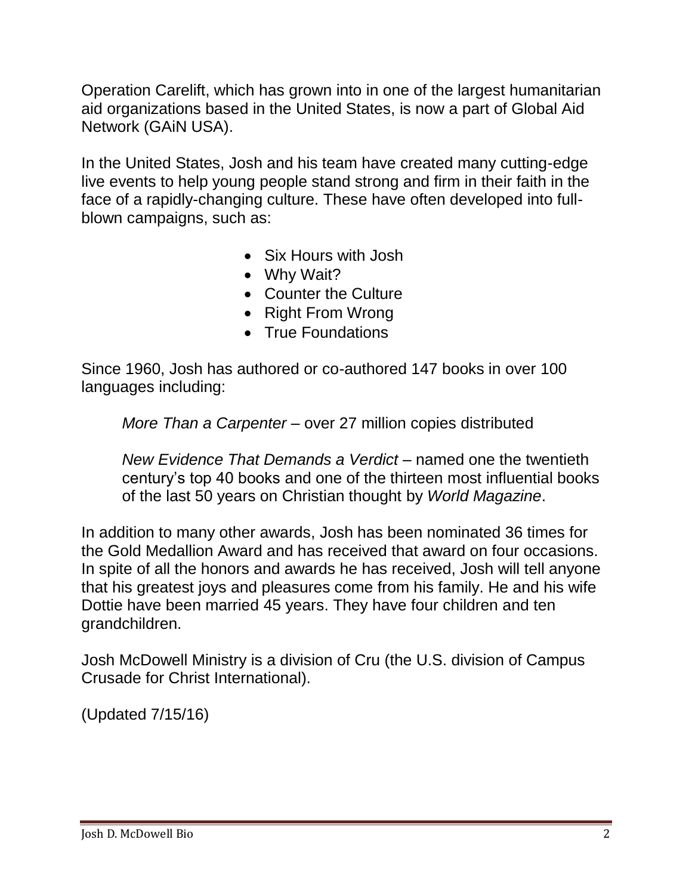Operation Carelift, which has grown into in one of the largest humanitarian aid organizations based in the United States, is now a part of Global Aid Network (GAiN USA).

In the United States, Josh and his team have created many cutting-edge live events to help young people stand strong and firm in their faith in the face of a rapidly-changing culture. These have often developed into full-blown campaigns, such as:

- Six Hours with Josh
- Why Wait?
- Counter the Culture
- Right From Wrong
- True Foundations

Since 1960, Josh has authored or co-authored 147 books in over 100 languages including:

*More Than a Carpenter* – over 27 million copies distributed

*New Evidence That Demands a Verdict* – named one the twentieth century's top 40 books and one of the thirteen most influential books of the last 50 years on Christian thought by *World Magazine*.

In addition to many other awards, Josh has been nominated 36 times for the Gold Medallion Award and has received that award on four occasions. In spite of all the honors and awards he has received, Josh will tell anyone that his greatest joys and pleasures come from his family. He and his wife Dottie have been married 45 years. They have four children and ten grandchildren.

Josh McDowell Ministry is a division of Cru (the U.S. division of Campus Crusade for Christ International).

(Updated 7/15/16)